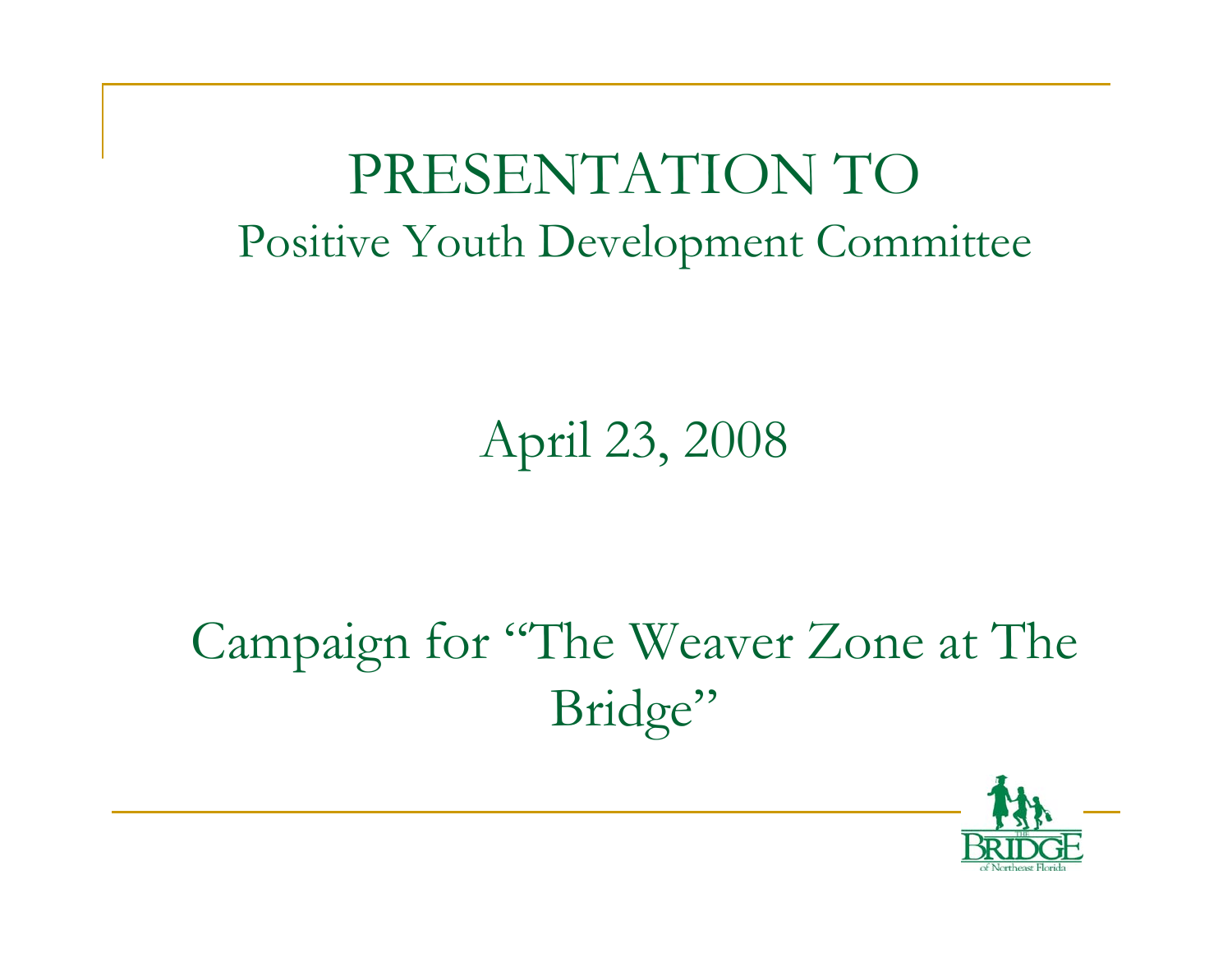# PRESENTATION TO

## Positive Youth Development Committee

April 23, 2008

Campaign for "The Weaver Zone at The Bridge"

THE BRIDGE of Northeast Florida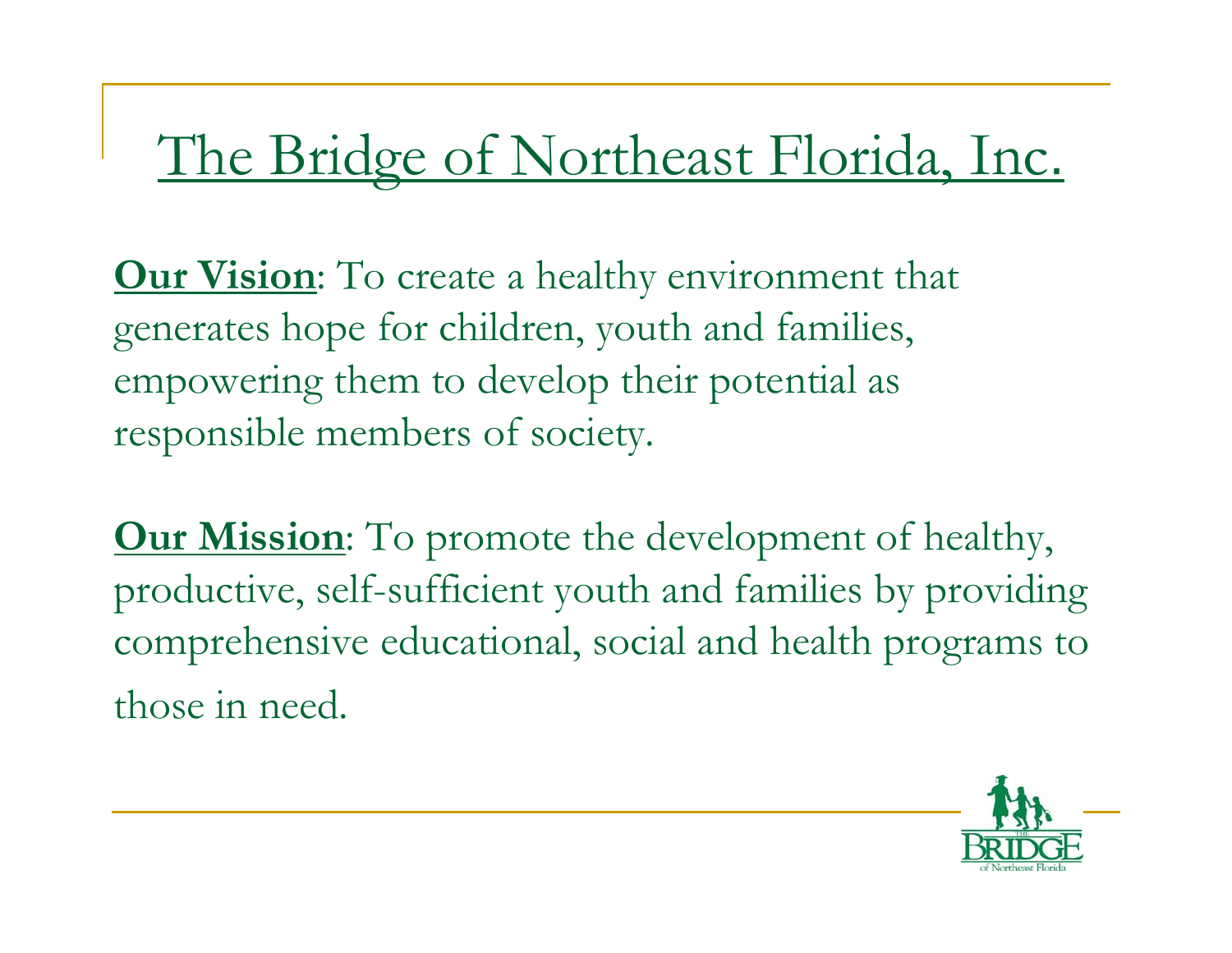# The Bridge of Northeast Florida, Inc.

**Our Vision**: To create a healthy environment that generates hope for children, youth and families, empowering them to develop their potential as responsible members of society.

**Our Mission**: To promote the development of healthy, productive, self-sufficient youth and families by providing comprehensive educational, social and health programs to those in need.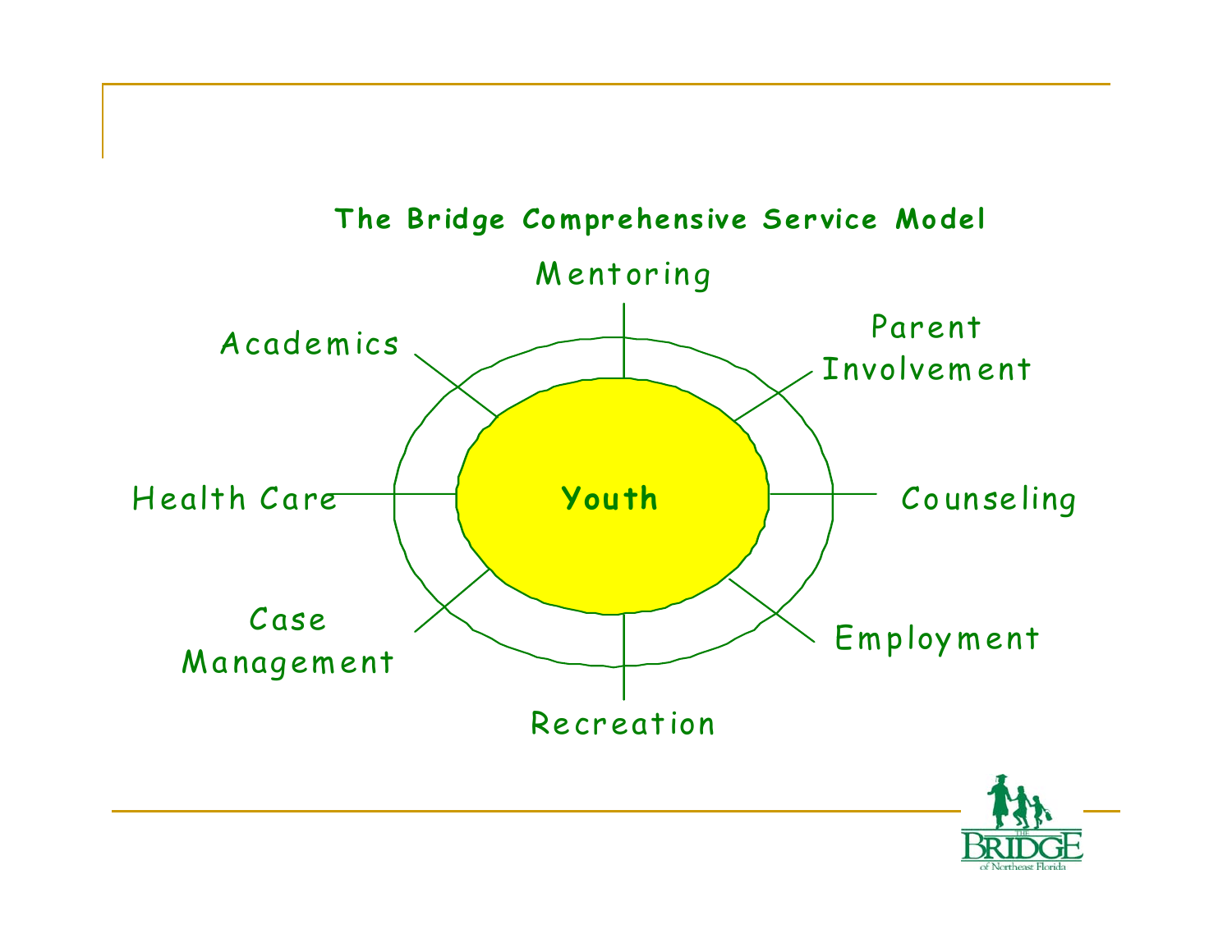## The Bridge Comprehensive Service Model

- **Youth**
  - Mentoring
  - Parent Involvement
  - Counseling
  - Employment
  - Recreation
  - Case Management
  - Health Care
  - Academics

THE BRIDGE of Northeast Florida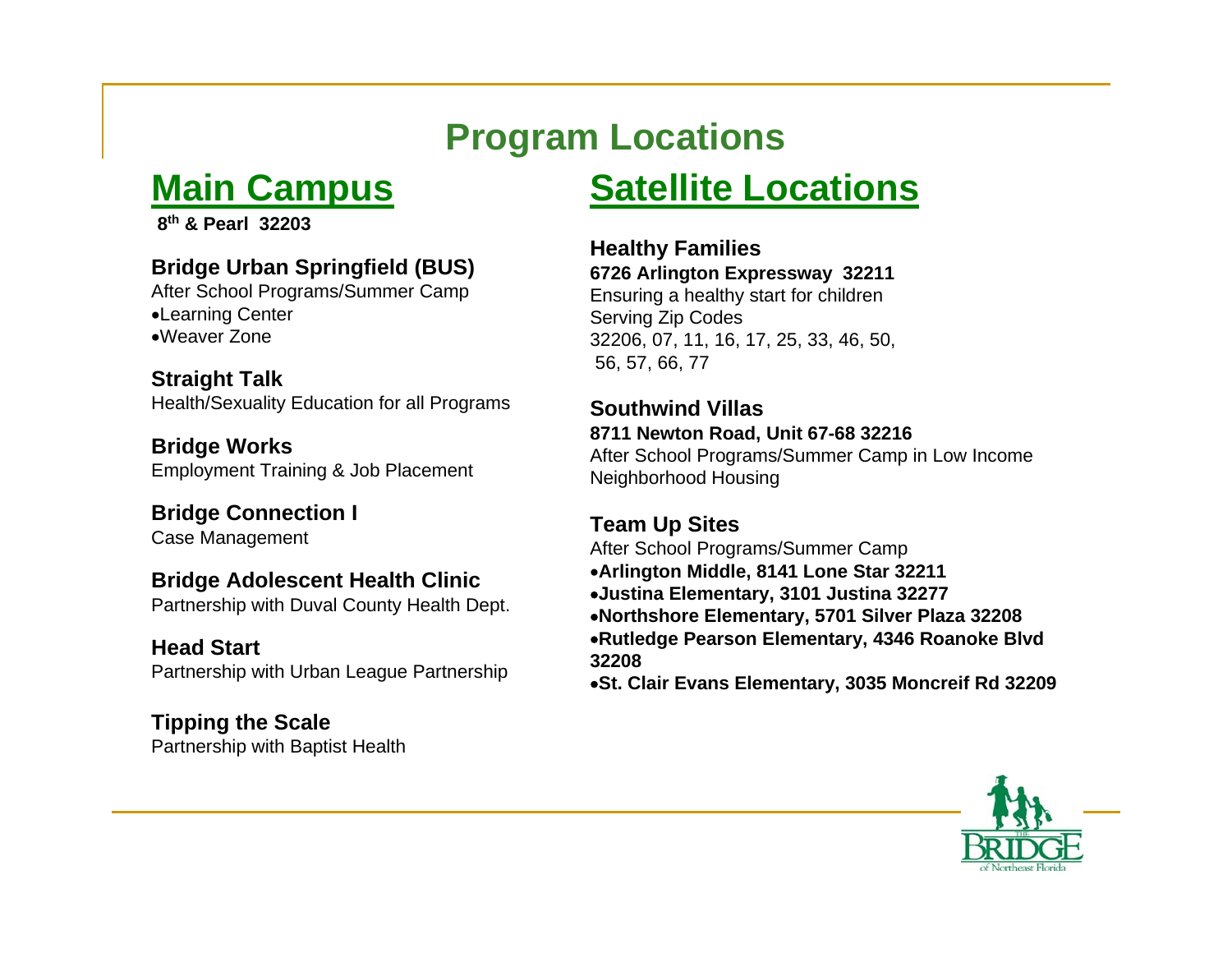# Program Locations

## Main Campus

**8th & Pearl 32203**

**Bridge Urban Springfield (BUS)**
After School Programs/Summer Camp
- Learning Center
- Weaver Zone

**Straight Talk**
Health/Sexuality Education for all Programs

**Bridge Works**
Employment Training & Job Placement

**Bridge Connection I**
Case Management

**Bridge Adolescent Health Clinic**
Partnership with Duval County Health Dept.

**Head Start**
Partnership with Urban League Partnership

**Tipping the Scale**
Partnership with Baptist Health

## Satellite Locations

**Healthy Families**
**6726 Arlington Expressway 32211**
Ensuring a healthy start for children
Serving Zip Codes
32206, 07, 11, 16, 17, 25, 33, 46, 50, 56, 57, 66, 77

**Southwind Villas**
**8711 Newton Road, Unit 67-68 32216**
After School Programs/Summer Camp in Low Income Neighborhood Housing

**Team Up Sites**
After School Programs/Summer Camp
- **Arlington Middle, 8141 Lone Star 32211**
- **Justina Elementary, 3101 Justina 32277**
- **Northshore Elementary, 5701 Silver Plaza 32208**
- **Rutledge Pearson Elementary, 4346 Roanoke Blvd 32208**
- **St. Clair Evans Elementary, 3035 Moncreif Rd 32209**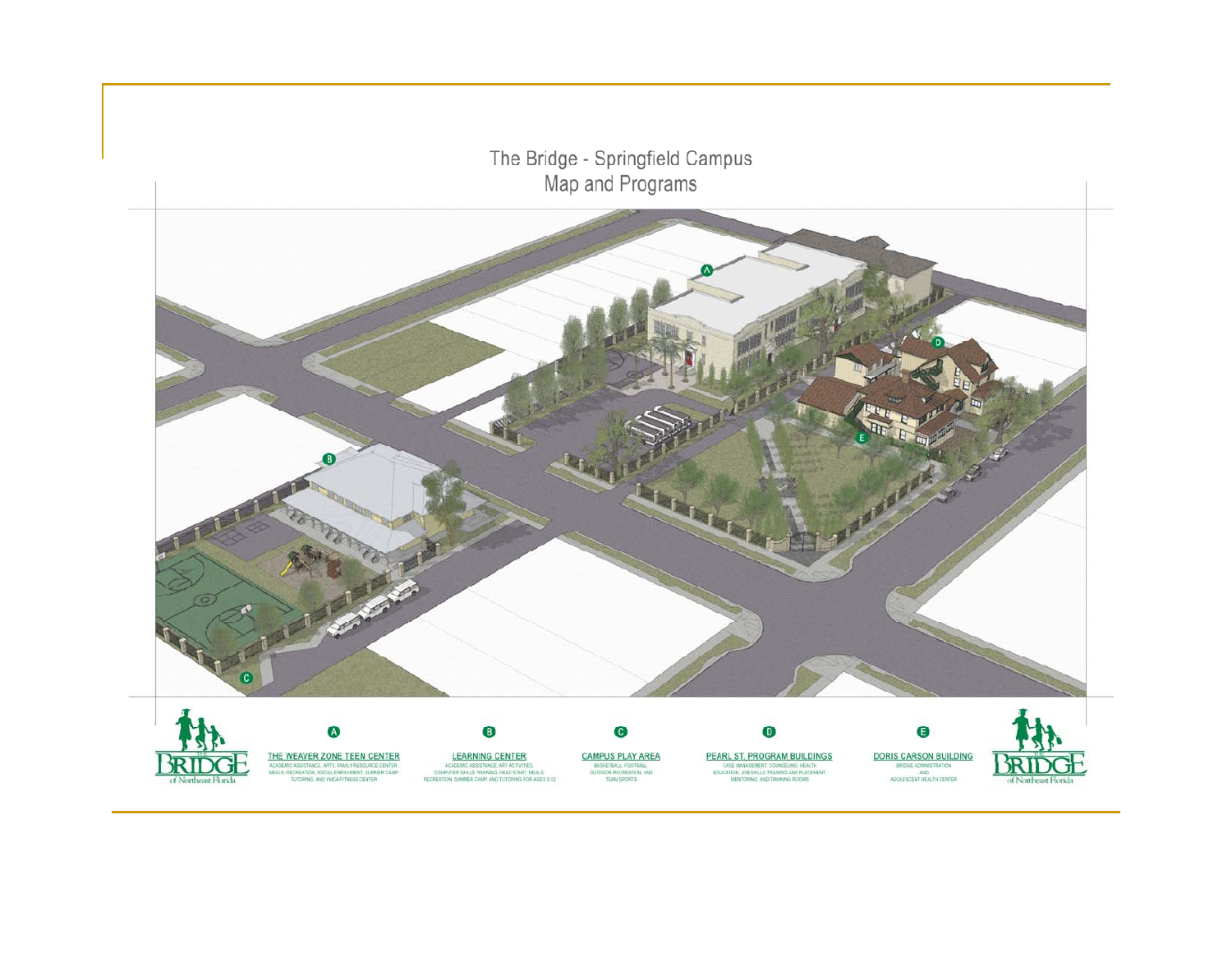# The Bridge - Springfield Campus
## Map and Programs

**A — THE WEAVER ZONE TEEN CENTER**
ACADEMIC ASSISTANCE, ARTS, FAMILY RESOURCE CENTER, MEALS, RECREATION, SOCIAL ENRICHMENT, SUMMER CAMP, TUTORING, AND YMCA FITNESS CENTER

**B — LEARNING CENTER**
ACADEMIC ASSISTANCE, ART ACTIVITIES, COMPUTER SKILLS TRAINING, HEAD START, MEALS, RECREATION, SUMMER CAMP, AND TUTORING FOR AGES 3-12

**C — CAMPUS PLAY AREA**
BASKETBALL, FOOTBALL, OUTDOOR RECREATION, AND TEAM SPORTS

**D — PEARL ST. PROGRAM BUILDINGS**
CASE MANAGEMENT, COUNSELING, HEALTH EDUCATION, JOB SKILLS TRAINING AND PLACEMENT, MENTORING, AND TRAINING ROOMS

**E — DORIS CARSON BUILDING**
BRIDGE ADMINISTRATION AND ADOLESCENT HEALTH CENTER

THE BRIDGE of Northeast Florida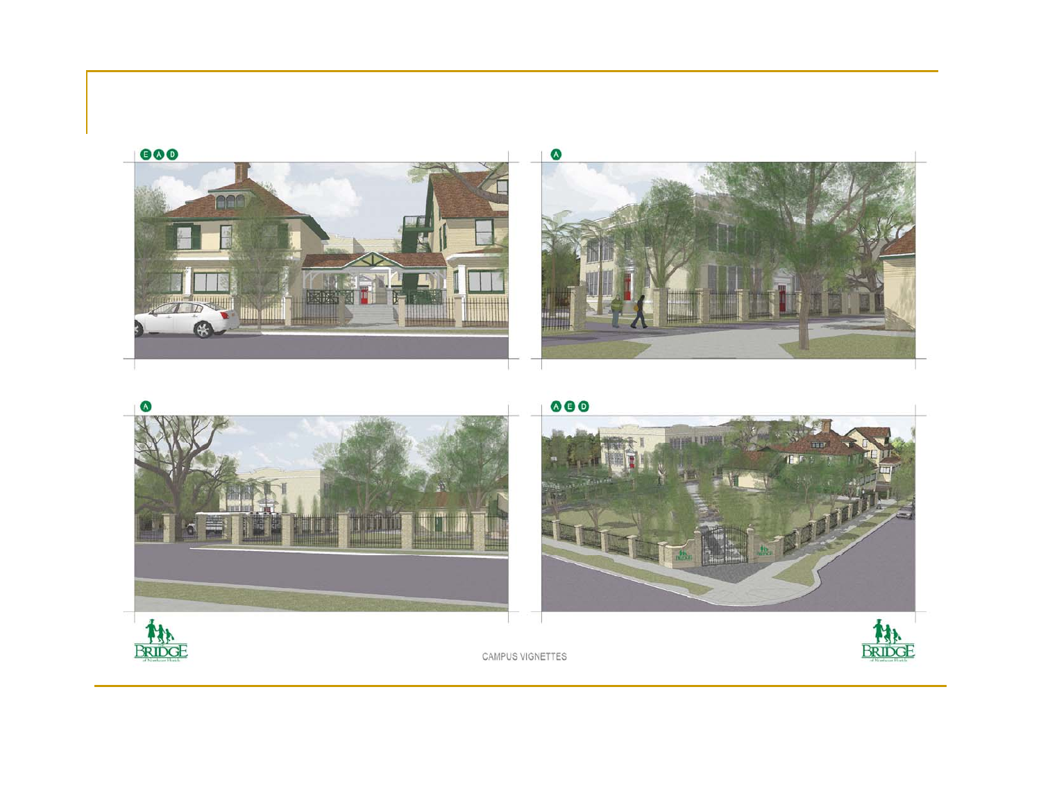E A D

A

A

A E D

CAMPUS VIGNETTES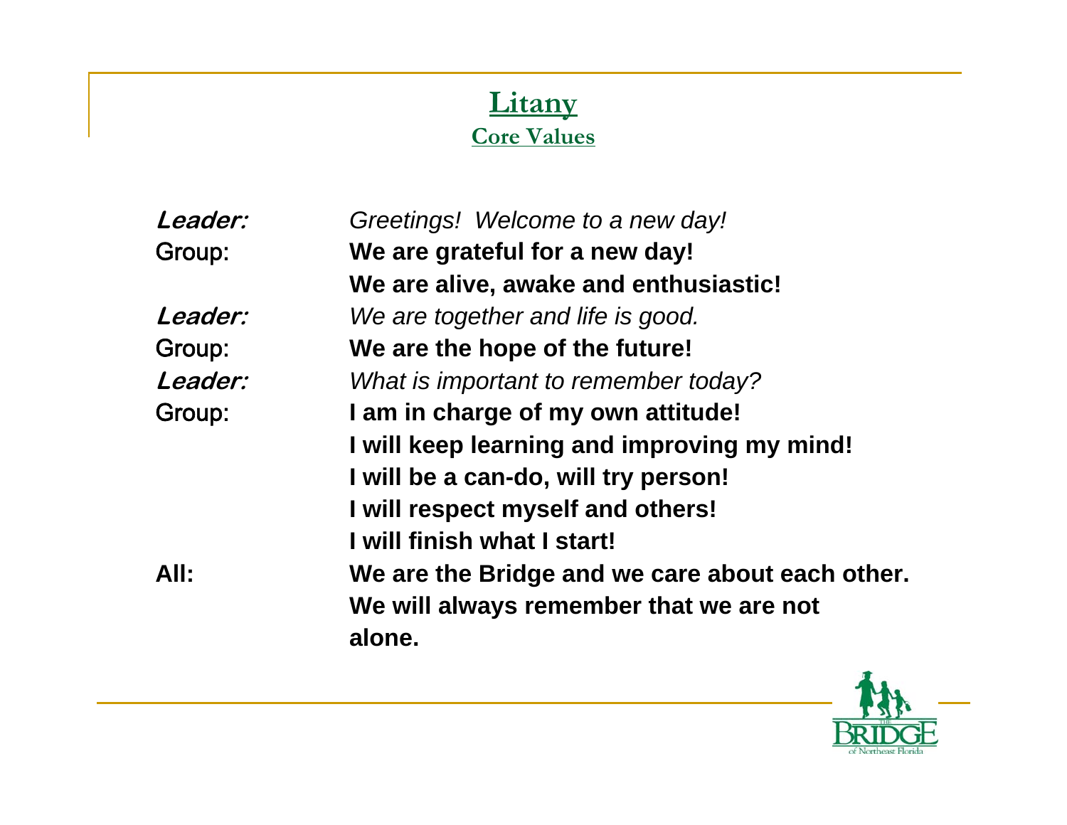# Litany

## Core Values

| | |
|---|---|
| ***Leader:*** | *Greetings! Welcome to a new day!* |
| Group: | **We are grateful for a new day!** |
| | **We are alive, awake and enthusiastic!** |
| ***Leader:*** | *We are together and life is good.* |
| Group: | **We are the hope of the future!** |
| ***Leader:*** | *What is important to remember today?* |
| Group: | **I am in charge of my own attitude!** |
| | **I will keep learning and improving my mind!** |
| | **I will be a can-do, will try person!** |
| | **I will respect myself and others!** |
| | **I will finish what I start!** |
| **All:** | **We are the Bridge and we care about each other.** |
| | **We will always remember that we are not alone.** |

THE BRIDGE of Northeast Florida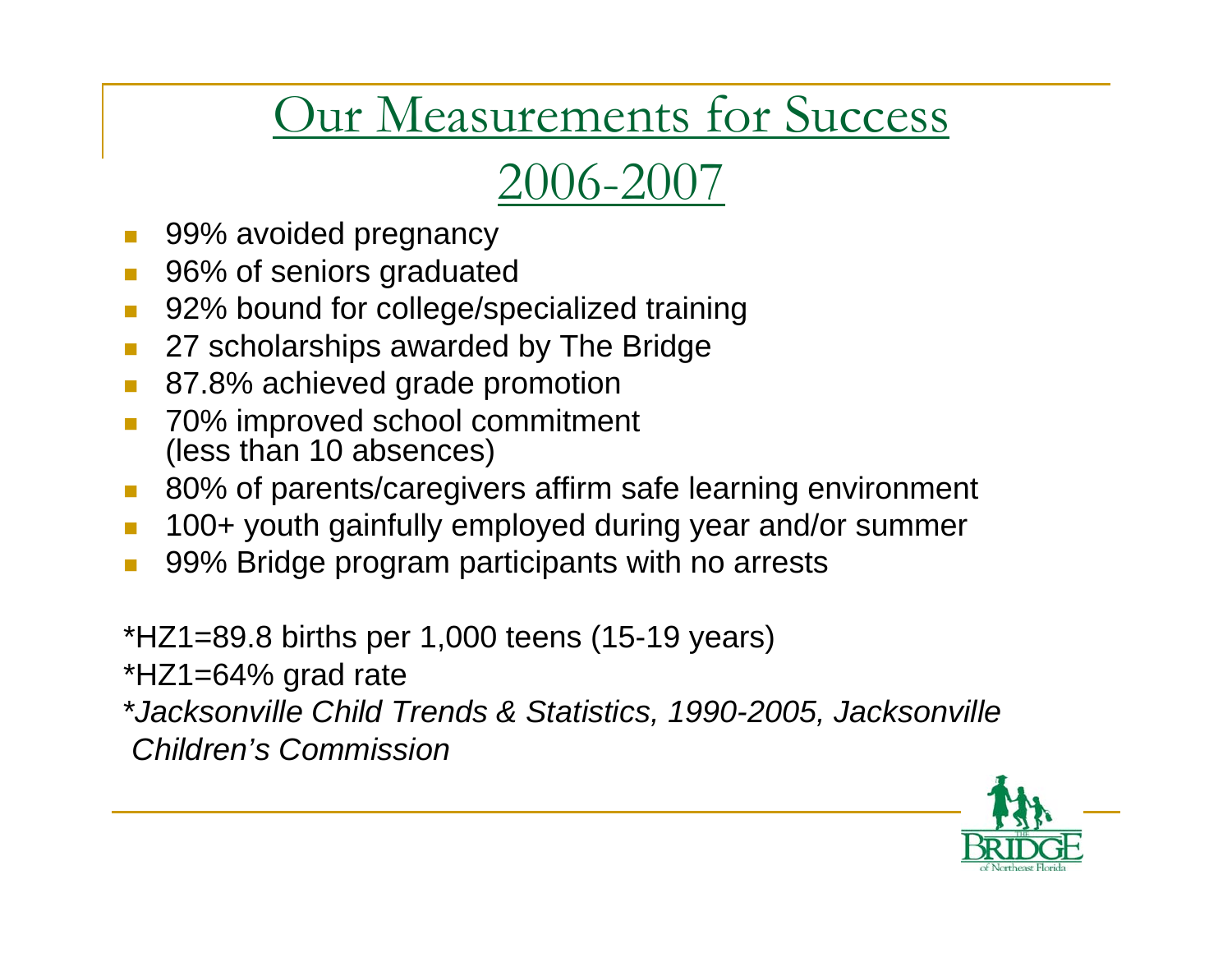# Our Measurements for Success 2006-2007

- 99% avoided pregnancy
- 96% of seniors graduated
- 92% bound for college/specialized training
- 27 scholarships awarded by The Bridge
- 87.8% achieved grade promotion
- 70% improved school commitment (less than 10 absences)
- 80% of parents/caregivers affirm safe learning environment
- 100+ youth gainfully employed during year and/or summer
- 99% Bridge program participants with no arrests

*HZ1=89.8 births per 1,000 teens (15-19 years)

*HZ1=64% grad rate

**Jacksonville Child Trends & Statistics, 1990-2005, Jacksonville Children's Commission*

THE BRIDGE of Northeast Florida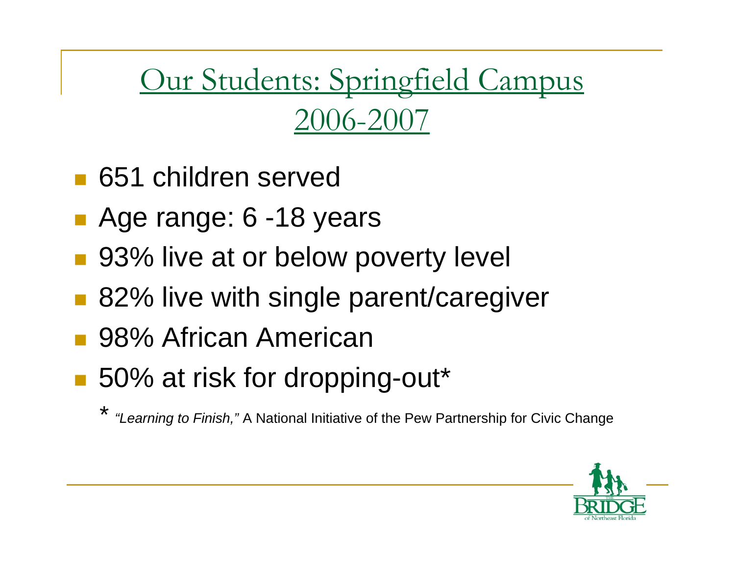# Our Students: Springfield Campus 2006-2007

- 651 children served
- Age range: 6 -18 years
- 93% live at or below poverty level
- 82% live with single parent/caregiver
- 98% African American
- 50% at risk for dropping-out*

\* *"Learning to Finish,"* A National Initiative of the Pew Partnership for Civic Change

THE BRIDGE of Northeast Florida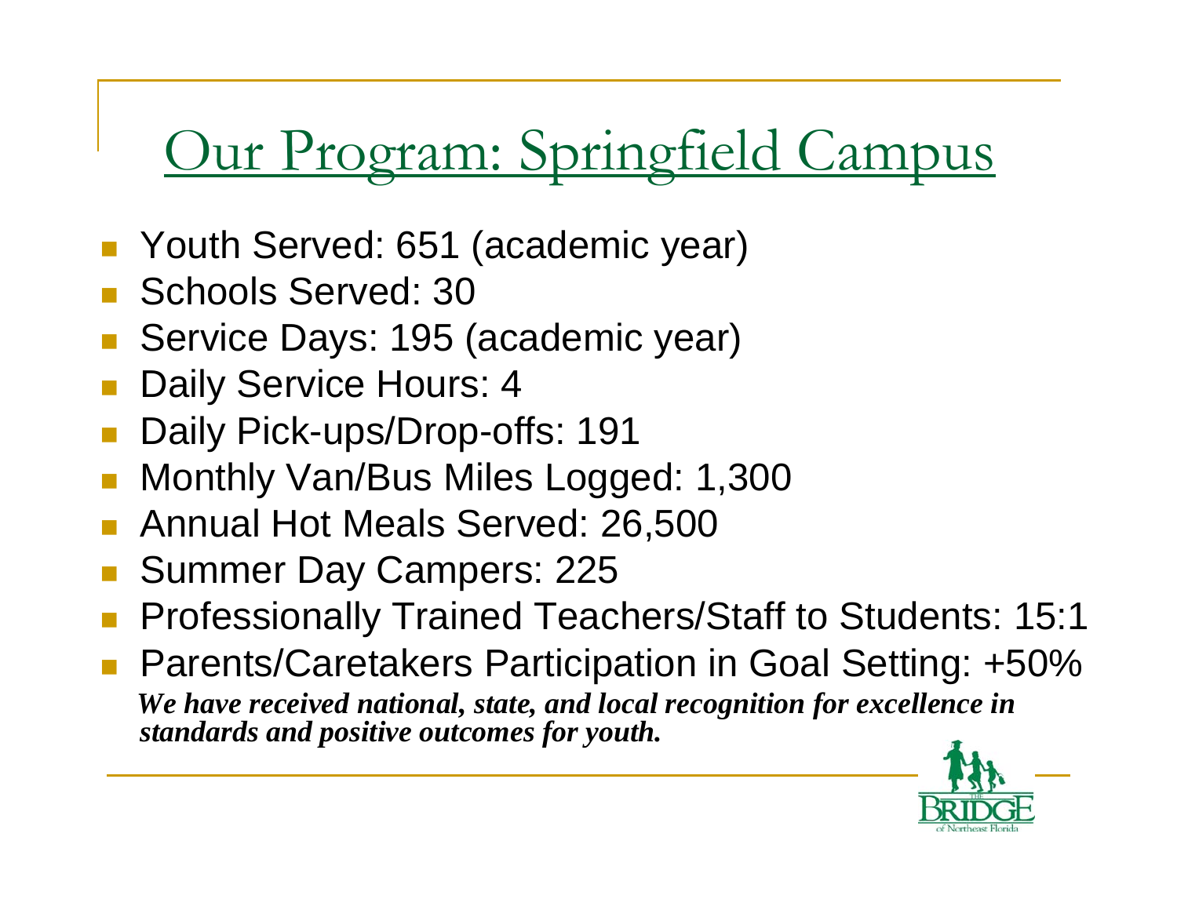# Our Program: Springfield Campus

- Youth Served: 651 (academic year)
- Schools Served: 30
- Service Days: 195 (academic year)
- Daily Service Hours: 4
- Daily Pick-ups/Drop-offs: 191
- Monthly Van/Bus Miles Logged: 1,300
- Annual Hot Meals Served: 26,500
- Summer Day Campers: 225
- Professionally Trained Teachers/Staff to Students: 15:1
- Parents/Caretakers Participation in Goal Setting: +50%

***We have received national, state, and local recognition for excellence in standards and positive outcomes for youth.***

THE BRIDGE of Northeast Florida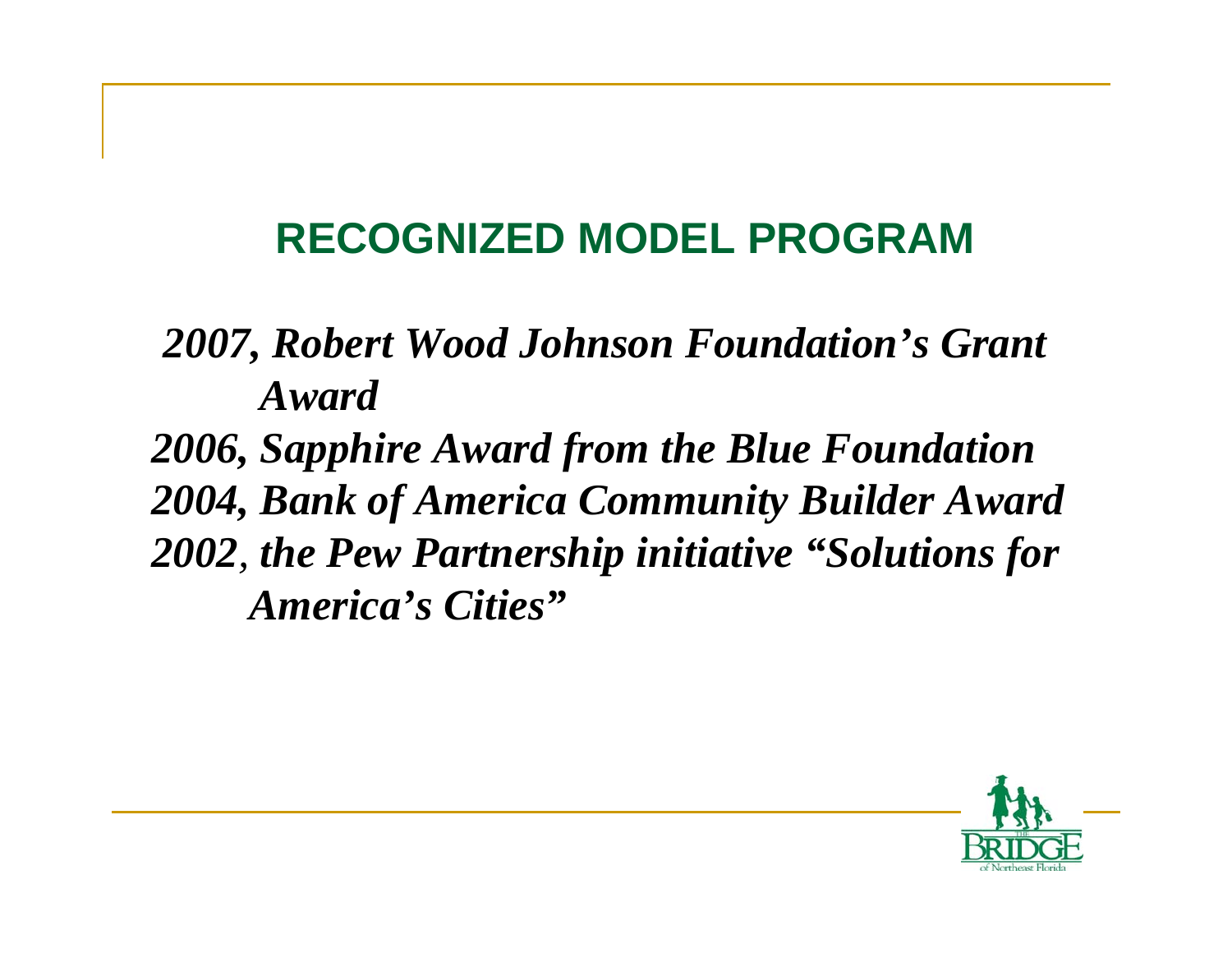# RECOGNIZED MODEL PROGRAM

*2007, Robert Wood Johnson Foundation's Grant Award*

*2006, Sapphire Award from the Blue Foundation*

*2004, Bank of America Community Builder Award*

*2002, the Pew Partnership initiative "Solutions for America's Cities"*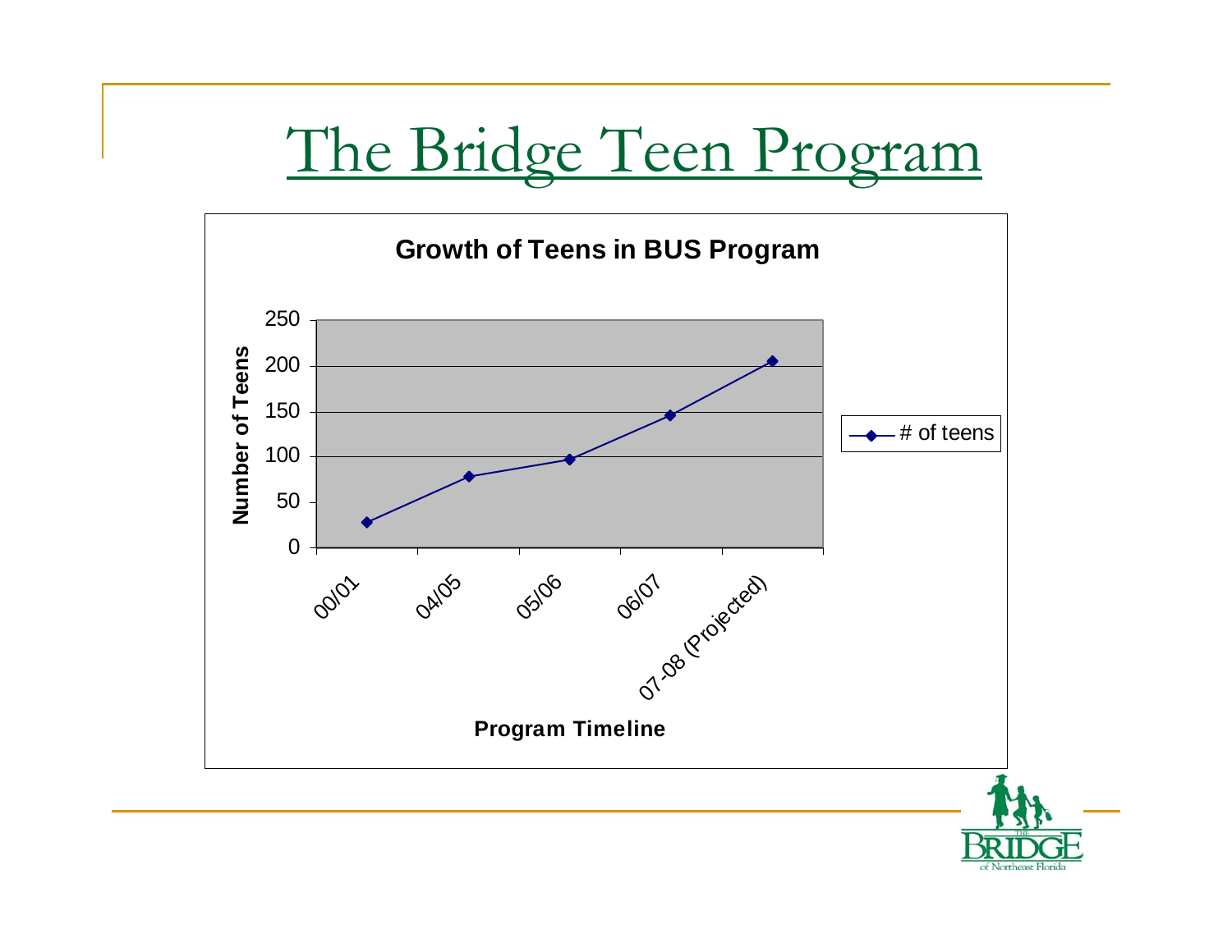# The Bridge Teen Program

**Growth of Teens in BUS Program**

Number of Teens

Program Timeline

| Program Timeline | # of teens |
|---|---|
| 00/01 | ~28 |
| 04/05 | ~78 |
| 05/06 | ~97 |
| 06/07 | ~146 |
| 07-08 (Projected) | ~205 |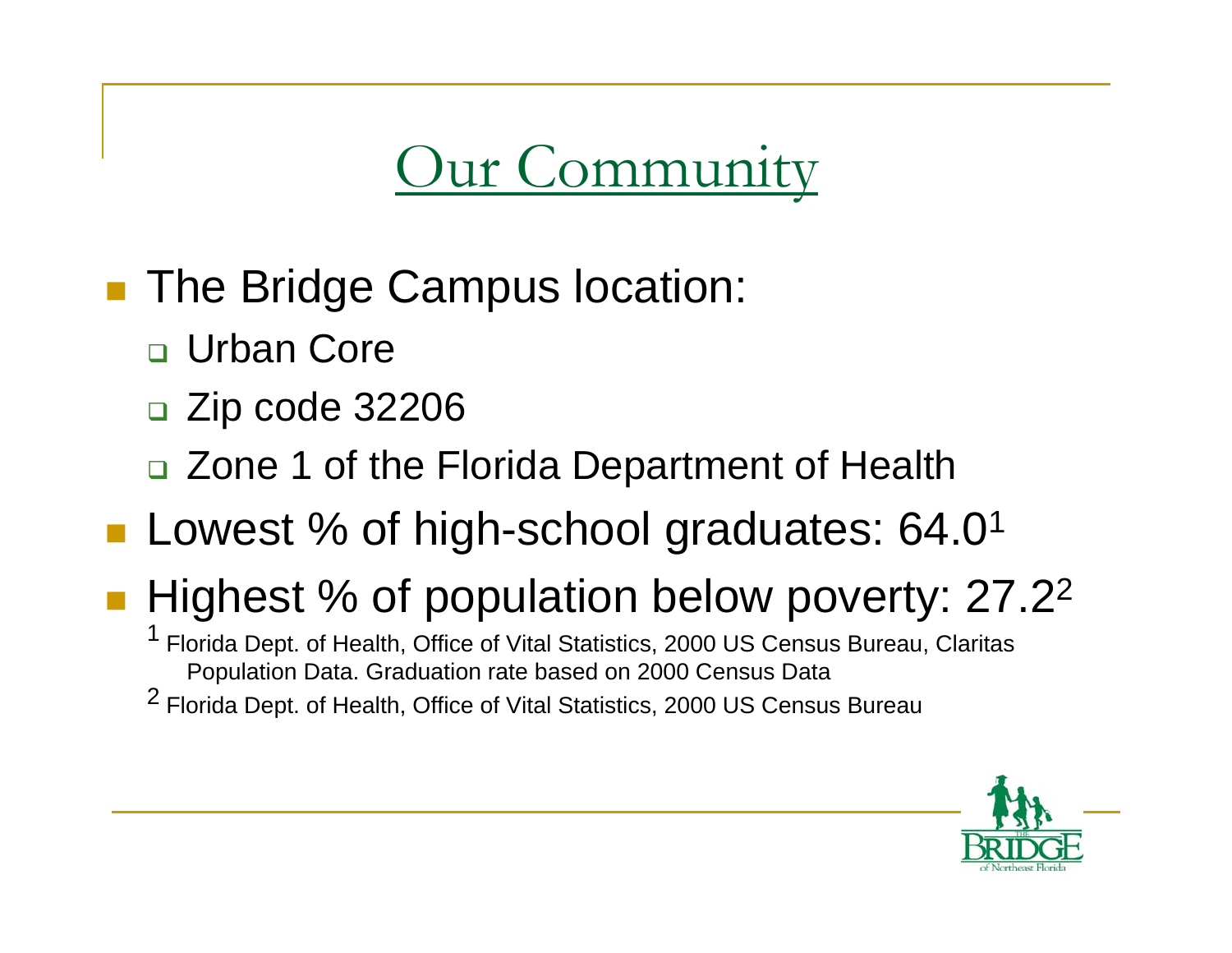# Our Community

- The Bridge Campus location:
  - Urban Core
  - Zip code 32206
  - Zone 1 of the Florida Department of Health
- Lowest % of high-school graduates: 64.0[1]
- Highest % of population below poverty: 27.2[2]

[1] Florida Dept. of Health, Office of Vital Statistics, 2000 US Census Bureau, Claritas Population Data. Graduation rate based on 2000 Census Data

[2] Florida Dept. of Health, Office of Vital Statistics, 2000 US Census Bureau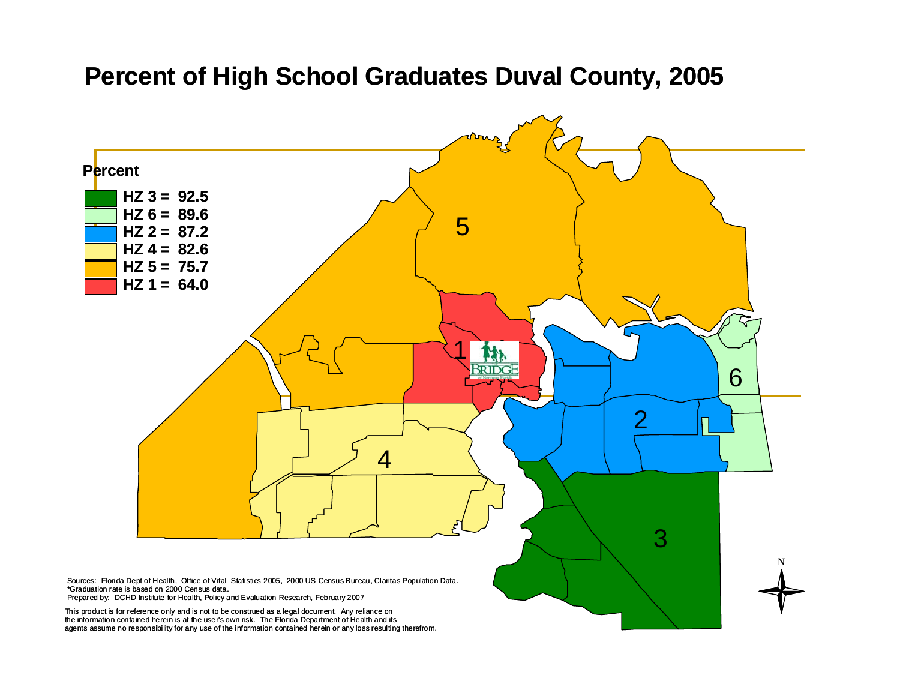# Percent of High School Graduates Duval County, 2005

**Percent**

| Zone | Percent |
|---|---|
| HZ 3 | 92.5 |
| HZ 6 | 89.6 |
| HZ 2 | 87.2 |
| HZ 4 | 82.6 |
| HZ 5 | 75.7 |
| HZ 1 | 64.0 |

Sources: Florida Dept of Health, Office of Vital Statistics 2005, 2000 US Census Bureau, Claritas Population Data.
*Graduation rate is based on 2000 Census data.
Prepared by: DCHD Institute for Health, Policy and Evaluation Research, February 2007

This product is for reference only and is not to be construed as a legal document. Any reliance on the information contained herein is at the user's own risk. The Florida Department of Health and its agents assume no responsibility for any use of the information contained herein or any loss resulting therefrom.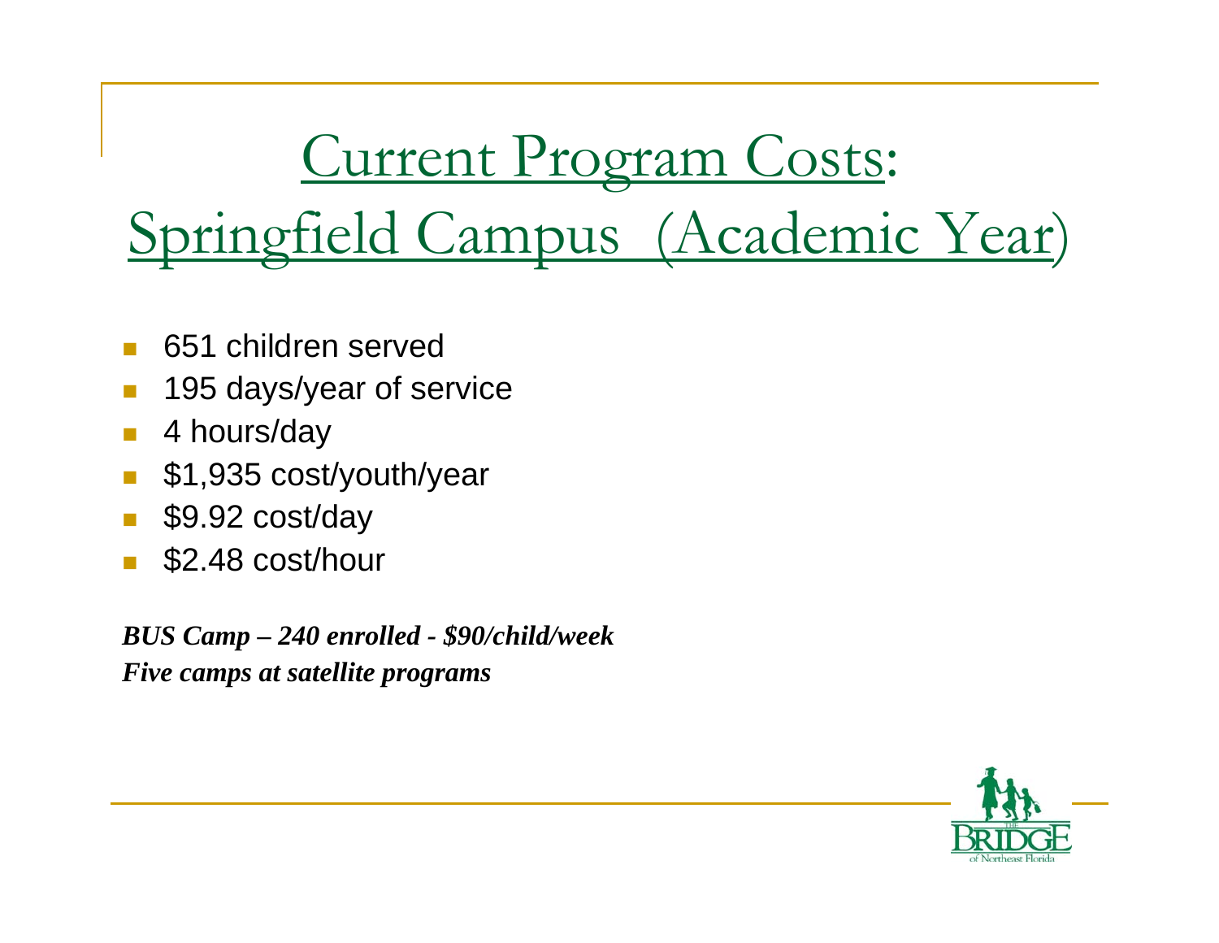# Current Program Costs: Springfield Campus (Academic Year)

- 651 children served
- 195 days/year of service
- 4 hours/day
- $1,935 cost/youth/year
- $9.92 cost/day
- $2.48 cost/hour

***BUS Camp – 240 enrolled - $90/child/week***
***Five camps at satellite programs***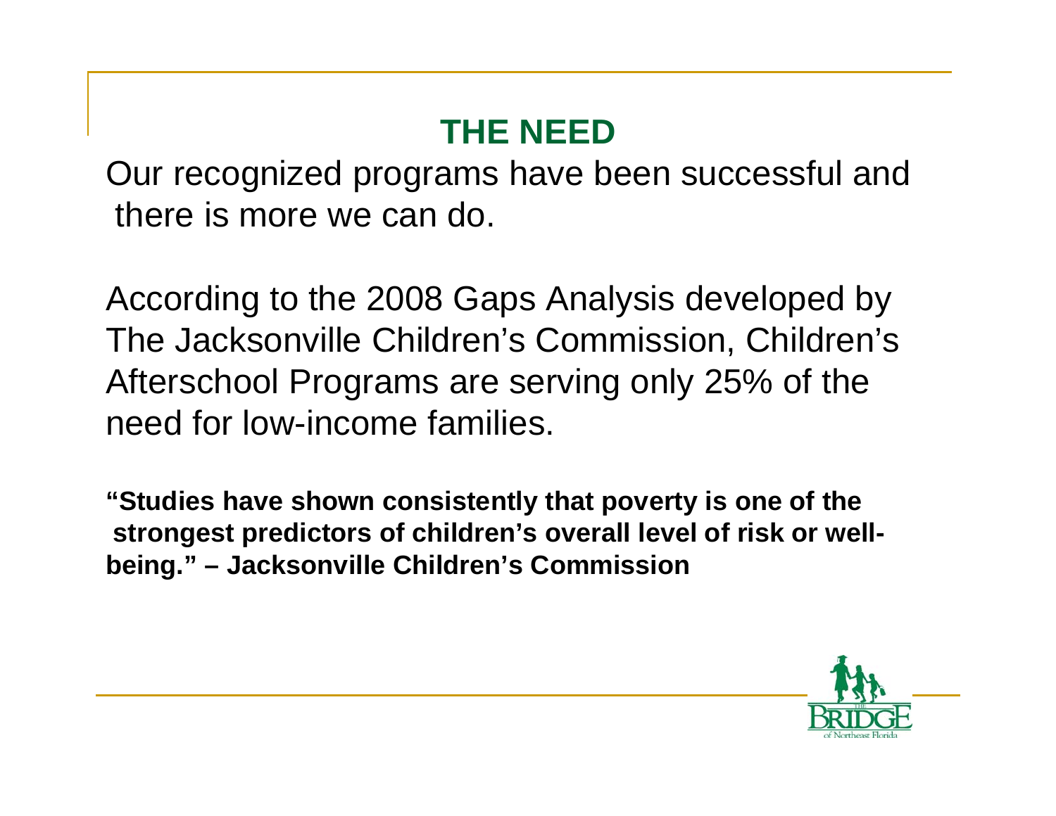## THE NEED

Our recognized programs have been successful and there is more we can do.

According to the 2008 Gaps Analysis developed by The Jacksonville Children's Commission, Children's Afterschool Programs are serving only 25% of the need for low-income families.

**"Studies have shown consistently that poverty is one of the strongest predictors of children's overall level of risk or well-being." – Jacksonville Children's Commission**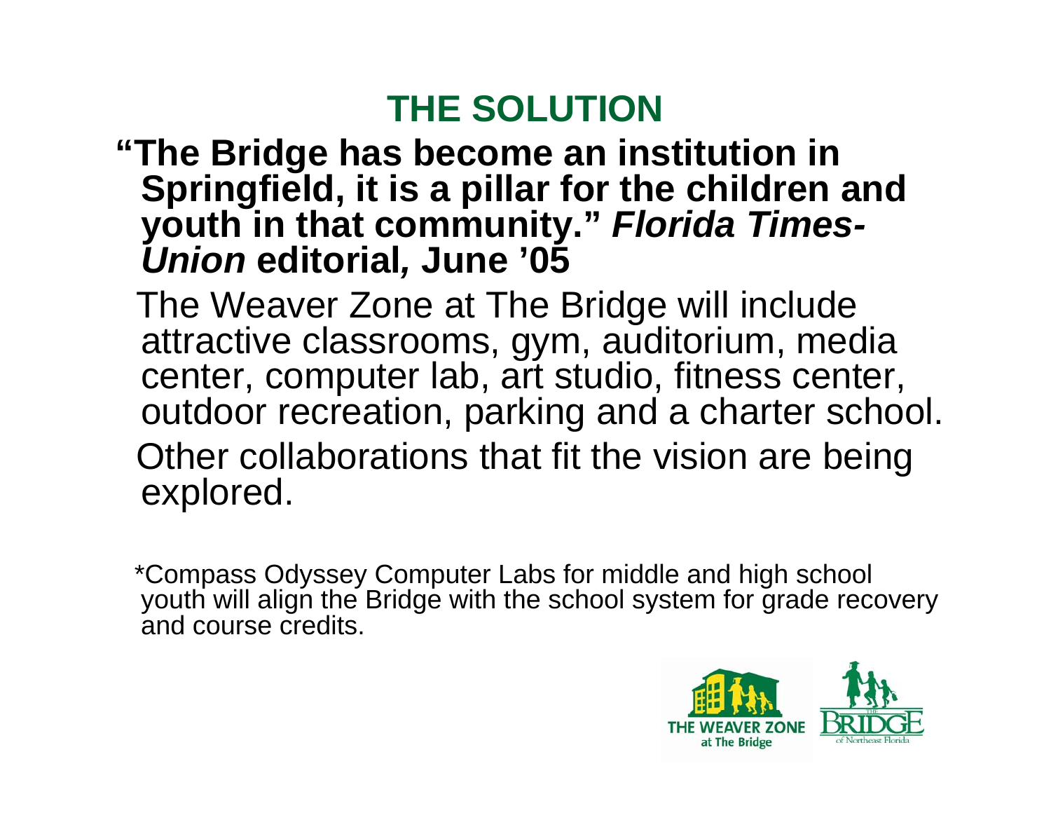# THE SOLUTION

**"The Bridge has become an institution in Springfield, it is a pillar for the children and youth in that community." *Florida Times-Union* editorial, June '05**

The Weaver Zone at The Bridge will include attractive classrooms, gym, auditorium, media center, computer lab, art studio, fitness center, outdoor recreation, parking and a charter school.

Other collaborations that fit the vision are being explored.

*Compass Odyssey Computer Labs for middle and high school youth will align the Bridge with the school system for grade recovery and course credits.

THE WEAVER ZONE at The Bridge

THE BRIDGE of Northeast Florida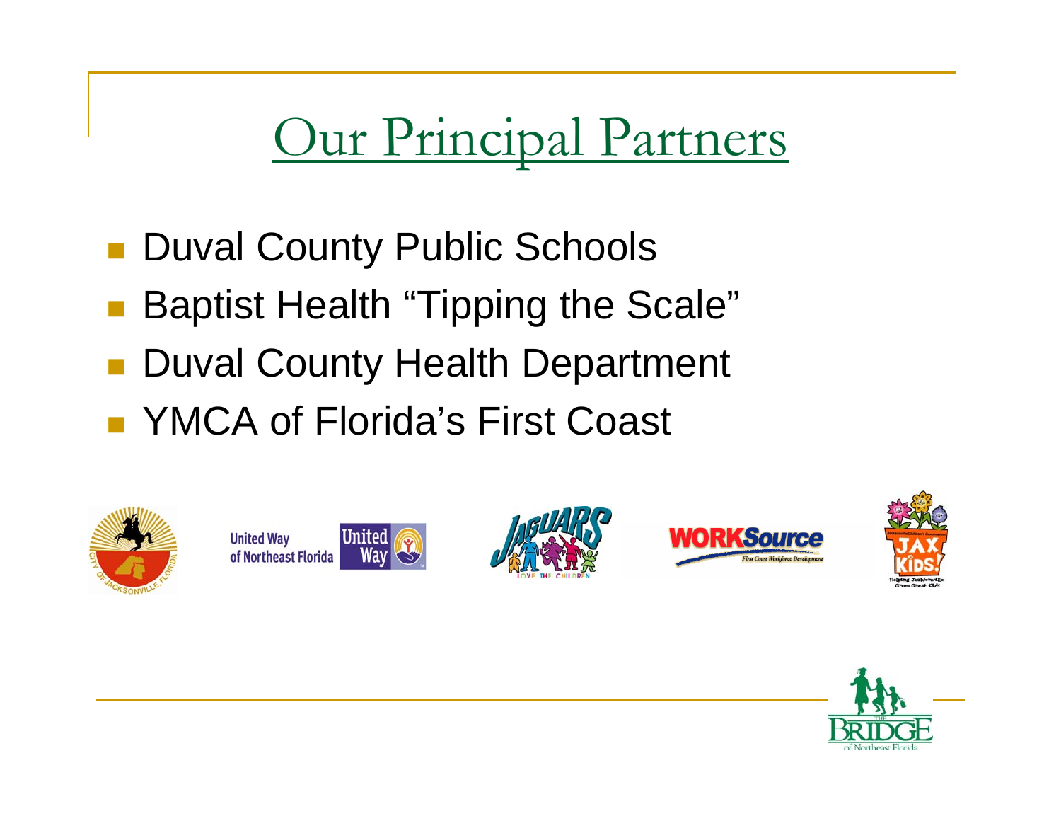# Our Principal Partners

- Duval County Public Schools
- Baptist Health "Tipping the Scale"
- Duval County Health Department
- YMCA of Florida's First Coast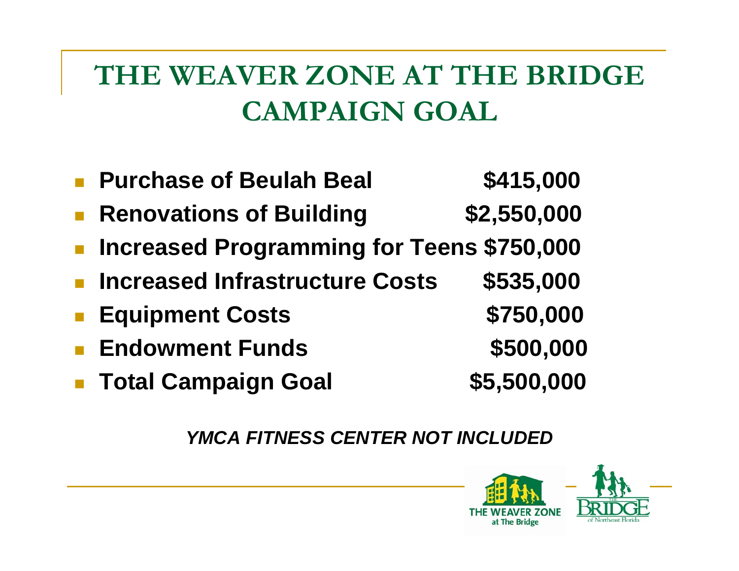# THE WEAVER ZONE AT THE BRIDGE CAMPAIGN GOAL

- **Purchase of Beulah Beal $415,000**
- **Renovations of Building $2,550,000**
- **Increased Programming for Teens $750,000**
- **Increased Infrastructure Costs $535,000**
- **Equipment Costs $750,000**
- **Endowment Funds $500,000**
- **Total Campaign Goal $5,500,000**

***YMCA FITNESS CENTER NOT INCLUDED***

THE WEAVER ZONE at The Bridge

THE BRIDGE of Northeast Florida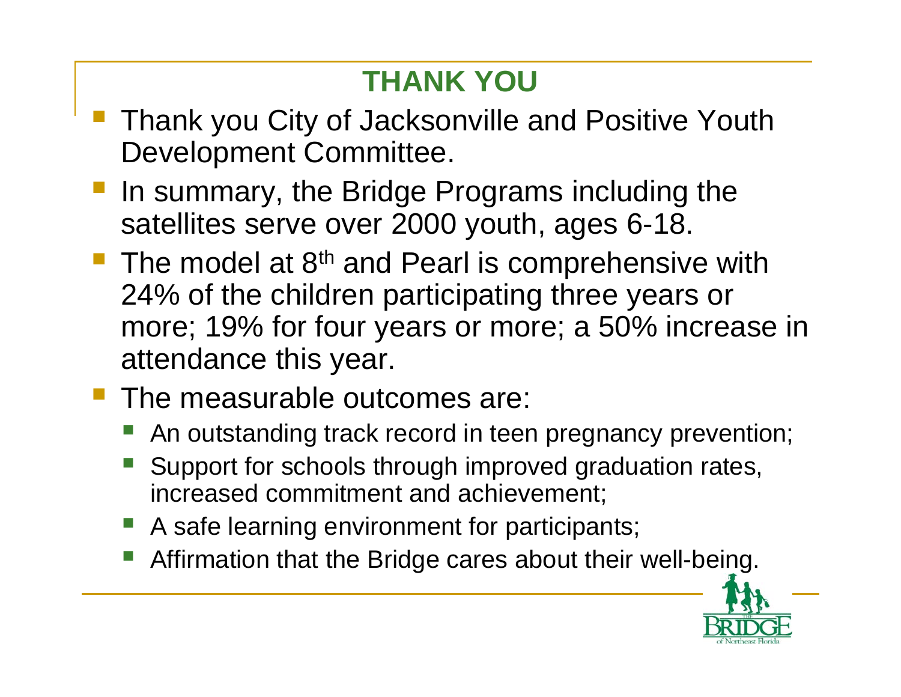# THANK YOU

- Thank you City of Jacksonville and Positive Youth Development Committee.
- In summary, the Bridge Programs including the satellites serve over 2000 youth, ages 6-18.
- The model at 8th and Pearl is comprehensive with 24% of the children participating three years or more; 19% for four years or more; a 50% increase in attendance this year.
- The measurable outcomes are:
  - An outstanding track record in teen pregnancy prevention;
  - Support for schools through improved graduation rates, increased commitment and achievement;
  - A safe learning environment for participants;
  - Affirmation that the Bridge cares about their well-being.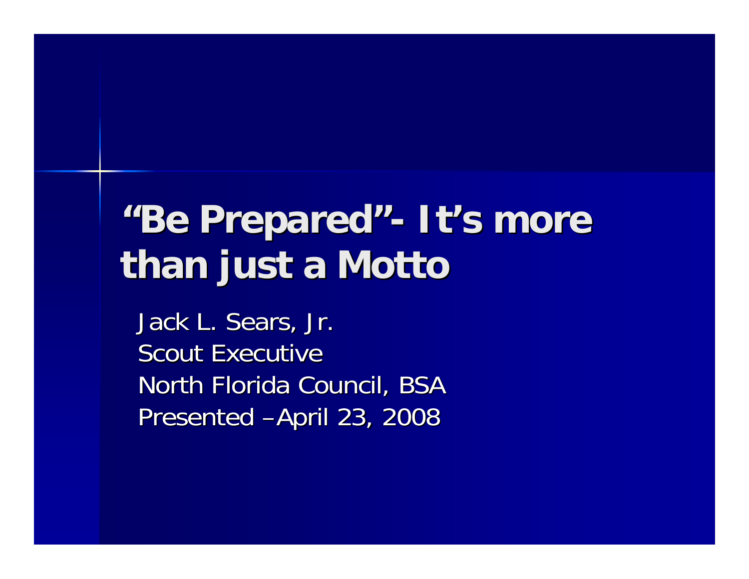# "Be Prepared"- It's more than just a Motto

Jack L. Sears, Jr.
Scout Executive
North Florida Council, BSA
Presented –April 23, 2008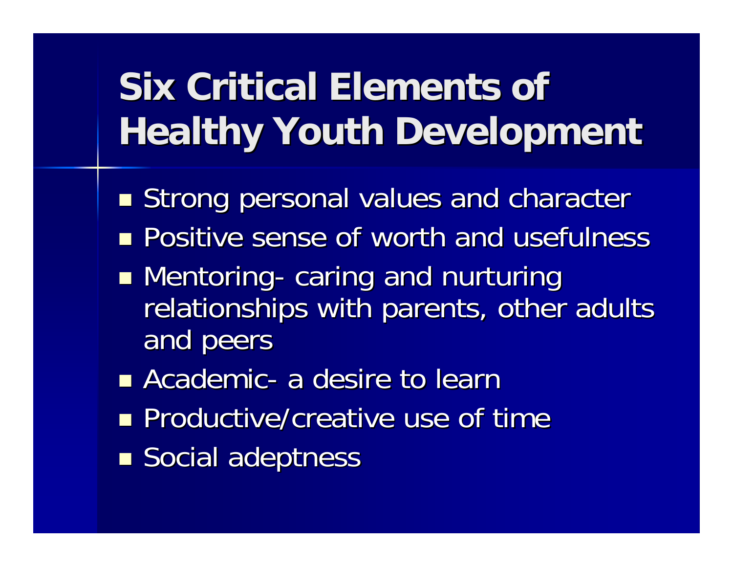# Six Critical Elements of Healthy Youth Development

- Strong personal values and character
- Positive sense of worth and usefulness
- Mentoring- caring and nurturing relationships with parents, other adults and peers
- Academic- a desire to learn
- Productive/creative use of time
- Social adeptness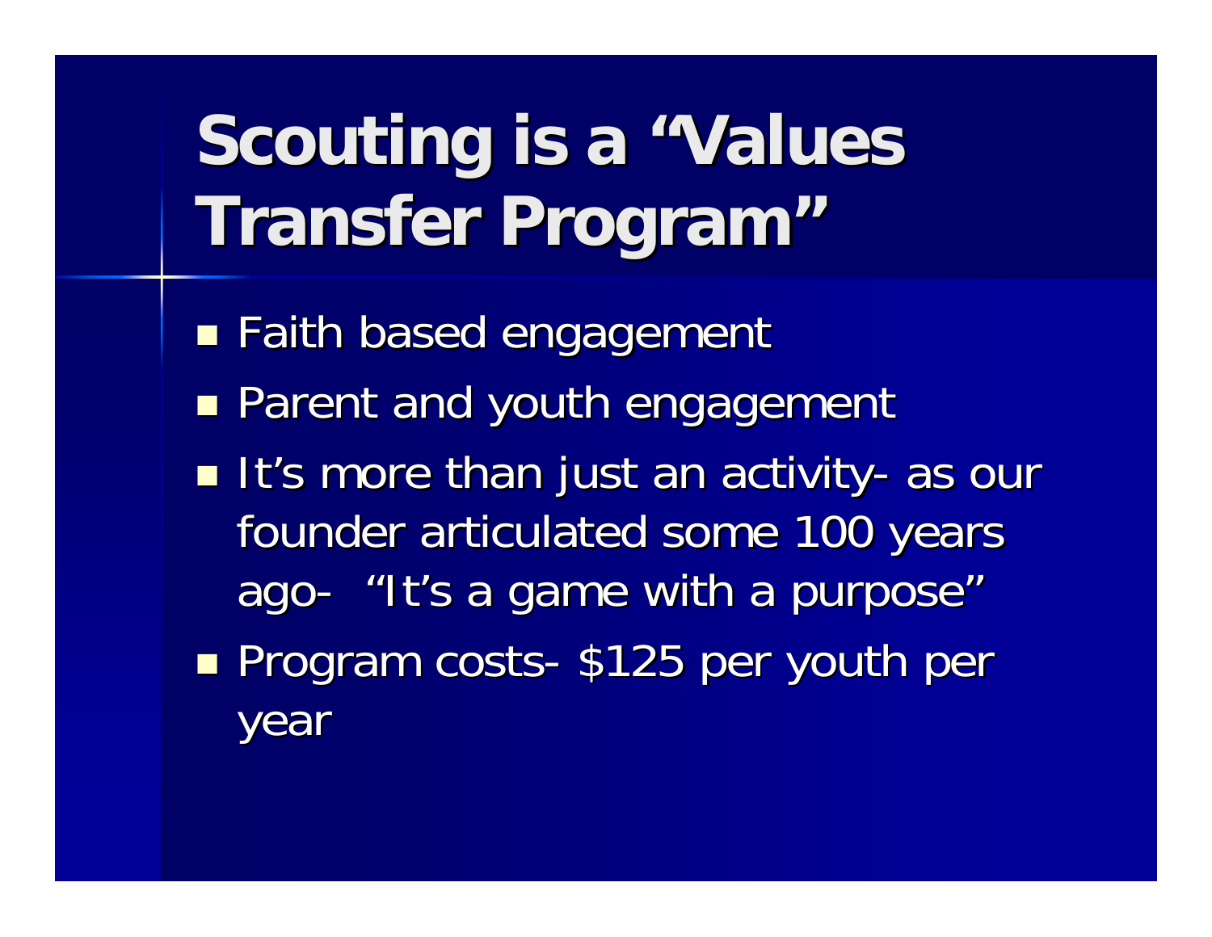# Scouting is a "Values Transfer Program"

- Faith based engagement
- Parent and youth engagement
- It's more than just an activity- as our founder articulated some 100 years ago- "It's a game with a purpose"
- Program costs- $125 per youth per year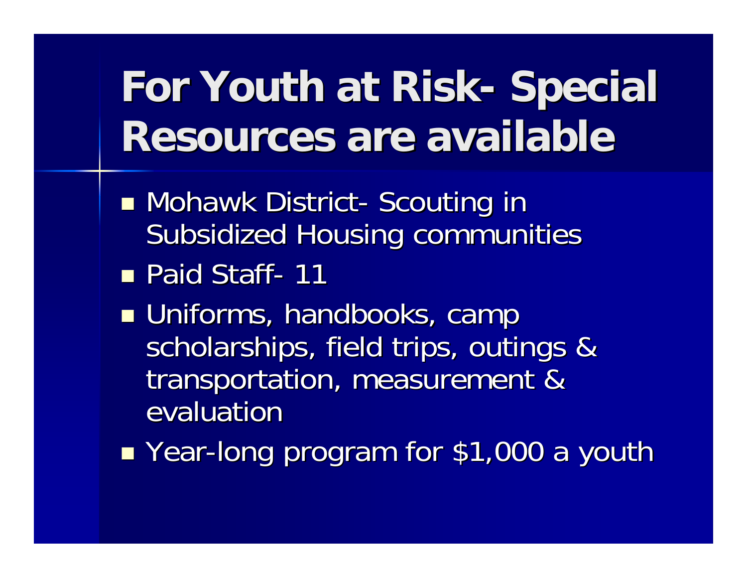# For Youth at Risk- Special Resources are available

- Mohawk District- Scouting in Subsidized Housing communities
- Paid Staff- 11
- Uniforms, handbooks, camp scholarships, field trips, outings & transportation, measurement & evaluation
- Year-long program for $1,000 a youth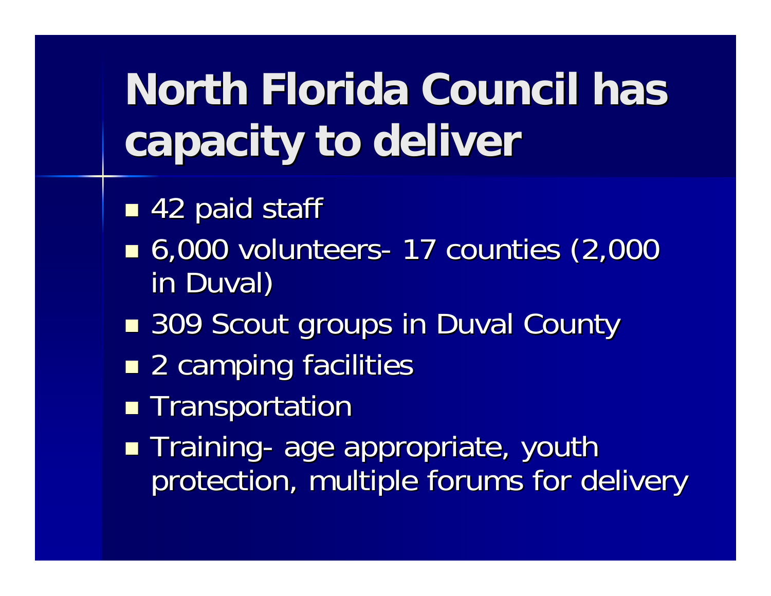# North Florida Council has capacity to deliver

- 42 paid staff
- 6,000 volunteers- 17 counties (2,000 in Duval)
- 309 Scout groups in Duval County
- 2 camping facilities
- Transportation
- Training- age appropriate, youth protection, multiple forums for delivery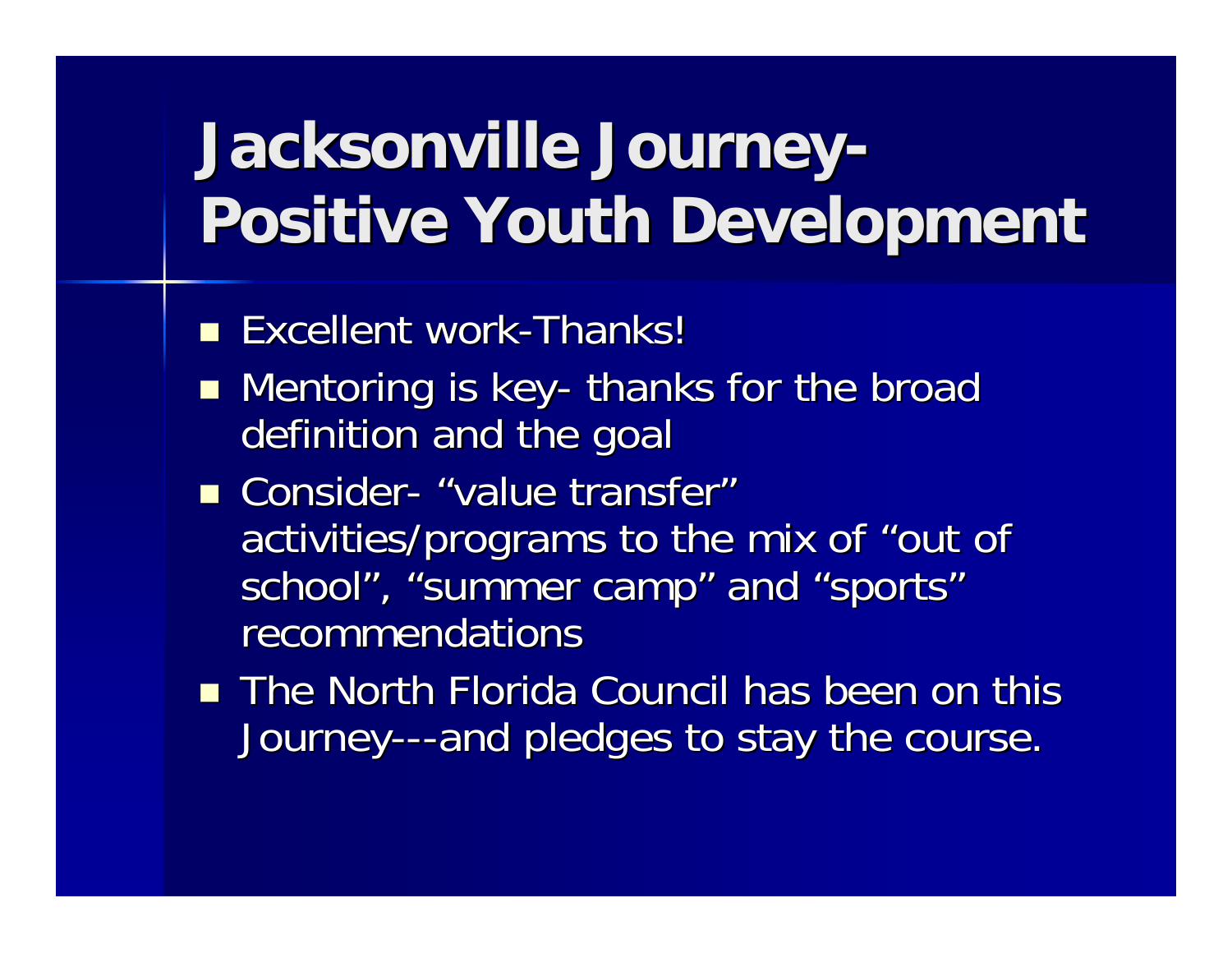# Jacksonville Journey- Positive Youth Development

- Excellent work-Thanks!
- Mentoring is key- thanks for the broad definition and the goal
- Consider- "value transfer" activities/programs to the mix of "out of school", "summer camp" and "sports" recommendations
- The North Florida Council has been on this Journey---and pledges to stay the course.